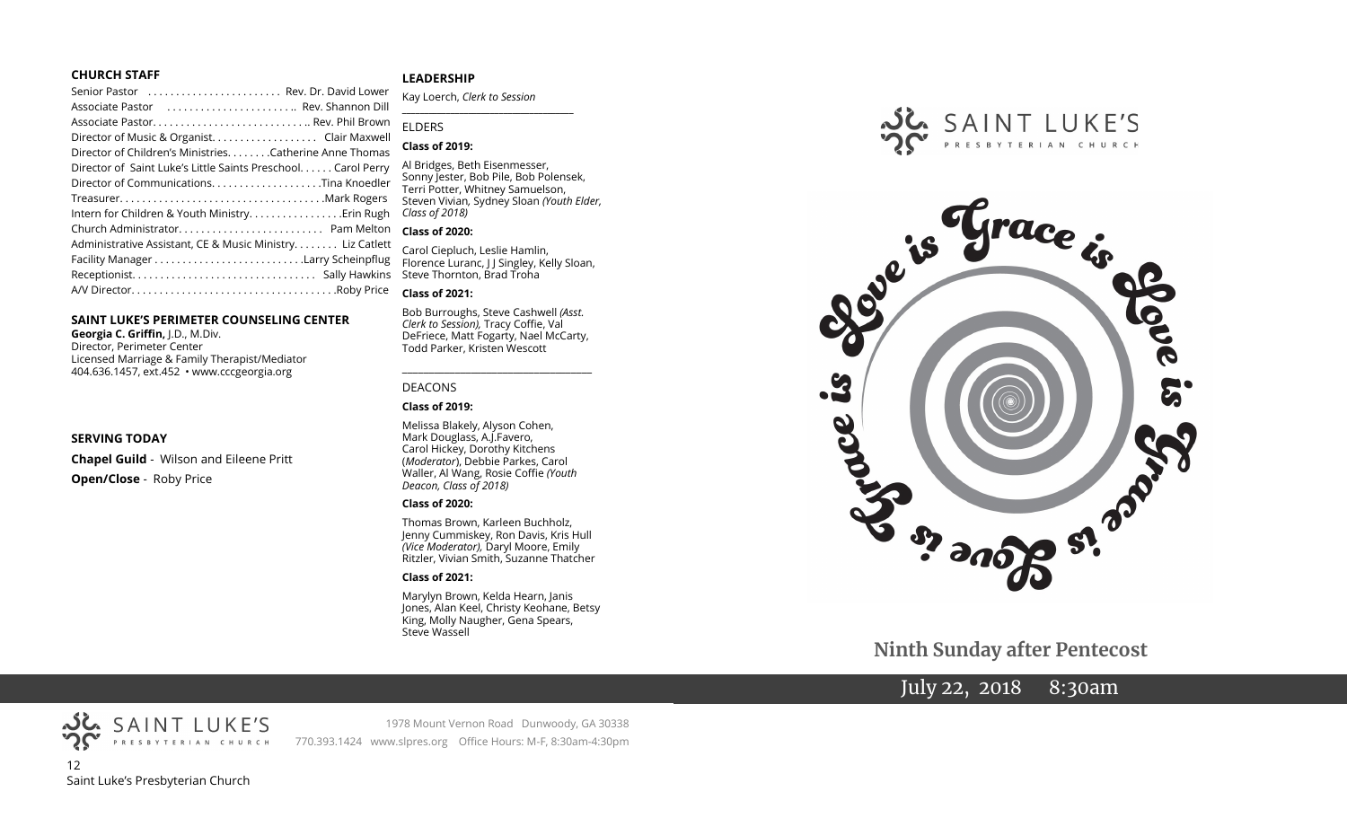**CHURCH STAFF**

Senior Pastor . . . . . . . . . . . . . . . . . . . . . . . Rev. Dr. David Lower
Associate Pastor . . . . . . . . . . . . . . . . . . . . . . .. Rev. Shannon Dill
Associate Pastor. . . . . . . . . . . . . . . . . . . . . . . . . . . .. Rev. Phil Brown
Director of Music & Organist. . . . . . . . . . . . . . . . . . Clair Maxwell
Director of Children's Ministries. . . . . . . .Catherine Anne Thomas
Director of Saint Luke's Little Saints Preschool. . . . . . Carol Perry
Director of Communications. . . . . . . . . . . . . . . . . . .Tina Knoedler
Treasurer. . . . . . . . . . . . . . . . . . . . . . . . . . . . . . . . . . . .Mark Rogers
Intern for Children & Youth Ministry. . . . . . . . . . . . . . . .Erin Rugh
Church Administrator. . . . . . . . . . . . . . . . . . . . . . . . . Pam Melton
Administrative Assistant, CE & Music Ministry. . . . . . . Liz Catlett
Facility Manager . . . . . . . . . . . . . . . . . . . . . . . . . .Larry Scheinpflug
Receptionist. . . . . . . . . . . . . . . . . . . . . . . . . . . . . . . . Sally Hawkins
A/V Director. . . . . . . . . . . . . . . . . . . . . . . . . . . . . . . . . . . .Roby Price

**SAINT LUKE'S PERIMETER COUNSELING CENTER**

**Georgia C. Griffin,** J.D., M.Div.
Director, Perimeter Center
Licensed Marriage & Family Therapist/Mediator
404.636.1457, ext.452 • www.cccgeorgia.org

**SERVING TODAY**

**Chapel Guild** - Wilson and Eileene Pritt

**Open/Close** - Roby Price

**LEADERSHIP**

Kay Loerch, *Clerk to Session*

ELDERS

**Class of 2019:**

Al Bridges, Beth Eisenmesser, Sonny Jester, Bob Pile, Bob Polensek, Terri Potter, Whitney Samuelson, Steven Vivian, Sydney Sloan *(Youth Elder, Class of 2018)*

**Class of 2020:**

Carol Ciepluch, Leslie Hamlin, Florence Luranc, J J Singley, Kelly Sloan, Steve Thornton, Brad Troha

**Class of 2021:**

Bob Burroughs, Steve Cashwell *(Asst. Clerk to Session),* Tracy Coffie, Val DeFriece, Matt Fogarty, Nael McCarty, Todd Parker, Kristen Wescott

DEACONS

**Class of 2019:**

Melissa Blakely, Alyson Cohen, Mark Douglass, A.J.Favero, Carol Hickey, Dorothy Kitchens (*Moderator*), Debbie Parkes, Carol Waller, Al Wang, Rosie Coffie *(Youth Deacon, Class of 2018)*

**Class of 2020:**

Thomas Brown, Karleen Buchholz, Jenny Cummiskey, Ron Davis, Kris Hull *(Vice Moderator),* Daryl Moore, Emily Ritzler, Vivian Smith, Suzanne Thatcher

**Class of 2021:**

Marylyn Brown, Kelda Hearn, Janis Jones, Alan Keel, Christy Keohane, Betsy King, Molly Naugher, Gena Spears, Steve Wassell

SAINT LUKE'S PRESBYTERIAN CHURCH

Love is Grace is Love is Grace is Love is Grace is

## Ninth Sunday after Pentecost

July 22, 2018 8:30am

SAINT LUKE'S PRESBYTERIAN CHURCH

1978 Mount Vernon Road Dunwoody, GA 30338
770.393.1424 www.slpres.org Office Hours: M-F, 8:30am-4:30pm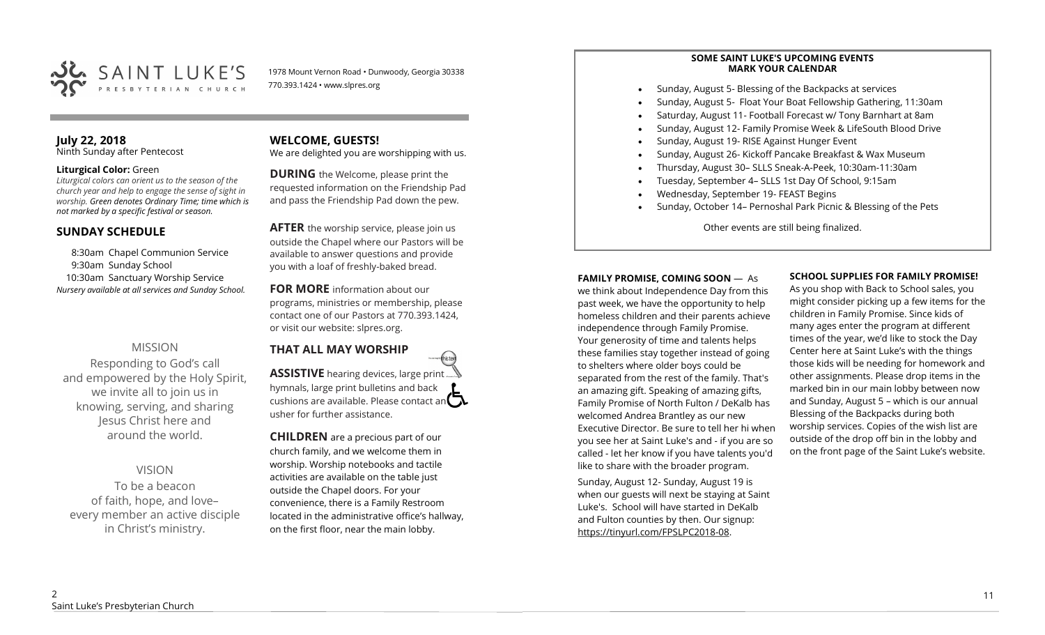# SAINT LUKE'S PRESBYTERIAN CHURCH

1978 Mount Vernon Road • Dunwoody, Georgia 30338
770.393.1424 • www.slpres.org

**July 22, 2018**
Ninth Sunday after Pentecost

**Liturgical Color:** Green
*Liturgical colors can orient us to the season of the church year and help to engage the sense of sight in worship. Green denotes Ordinary Time; time which is not marked by a specific festival or season.*

## SUNDAY SCHEDULE

8:30am Chapel Communion Service
9:30am Sunday School
10:30am Sanctuary Worship Service
*Nursery available at all services and Sunday School.*

## MISSION

Responding to God's call and empowered by the Holy Spirit, we invite all to join us in knowing, serving, and sharing Jesus Christ here and around the world.

## VISION

To be a beacon of faith, hope, and love– every member an active disciple in Christ's ministry.

## WELCOME, GUESTS!

We are delighted you are worshipping with us.

**DURING** the Welcome, please print the requested information on the Friendship Pad and pass the Friendship Pad down the pew.

**AFTER** the worship service, please join us outside the Chapel where our Pastors will be available to answer questions and provide you with a loaf of freshly-baked bread.

**FOR MORE** information about our programs, ministries or membership, please contact one of our Pastors at 770.393.1424, or visit our website: slpres.org.

## THAT ALL MAY WORSHIP

**ASSISTIVE** hearing devices, large print hymnals, large print bulletins and back cushions are available. Please contact an usher for further assistance.

**CHILDREN** are a precious part of our church family, and we welcome them in worship. Worship notebooks and tactile activities are available on the table just outside the Chapel doors. For your convenience, there is a Family Restroom located in the administrative office's hallway, on the first floor, near the main lobby.

## SOME SAINT LUKE'S UPCOMING EVENTS MARK YOUR CALENDAR

- Sunday, August 5- Blessing of the Backpacks at services
- Sunday, August 5- Float Your Boat Fellowship Gathering, 11:30am
- Saturday, August 11- Football Forecast w/ Tony Barnhart at 8am
- Sunday, August 12- Family Promise Week & LifeSouth Blood Drive
- Sunday, August 19- RISE Against Hunger Event
- Sunday, August 26- Kickoff Pancake Breakfast & Wax Museum
- Thursday, August 30– SLLS Sneak-A-Peek, 10:30am-11:30am
- Tuesday, September 4– SLLS 1st Day Of School, 9:15am
- Wednesday, September 19- FEAST Begins
- Sunday, October 14– Pernoshal Park Picnic & Blessing of the Pets

Other events are still being finalized.

**FAMILY PROMISE, COMING SOON** — As we think about Independence Day from this past week, we have the opportunity to help homeless children and their parents achieve independence through Family Promise. Your generosity of time and talents helps these families stay together instead of going to shelters where older boys could be separated from the rest of the family. That's an amazing gift. Speaking of amazing gifts, Family Promise of North Fulton / DeKalb has welcomed Andrea Brantley as our new Executive Director. Be sure to tell her hi when you see her at Saint Luke's and - if you are so called - let her know if you have talents you'd like to share with the broader program.

Sunday, August 12- Sunday, August 19 is when our guests will next be staying at Saint Luke's. School will have started in DeKalb and Fulton counties by then. Our signup: https://tinyurl.com/FPSLPC2018-08.

**SCHOOL SUPPLIES FOR FAMILY PROMISE!**
As you shop with Back to School sales, you might consider picking up a few items for the children in Family Promise. Since kids of many ages enter the program at different times of the year, we'd like to stock the Day Center here at Saint Luke's with the things those kids will be needing for homework and other assignments. Please drop items in the marked bin in our main lobby between now and Sunday, August 5 – which is our annual Blessing of the Backpacks during both worship services. Copies of the wish list are outside of the drop off bin in the lobby and on the front page of the Saint Luke's website.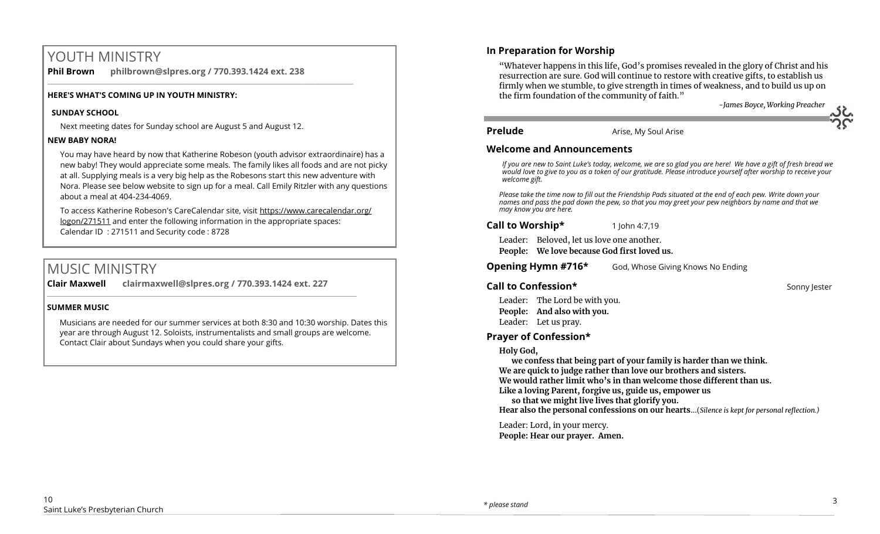# YOUTH MINISTRY

**Phil Brown philbrown@slpres.org / 770.393.1424 ext. 238**

**HERE'S WHAT'S COMING UP IN YOUTH MINISTRY:**

**SUNDAY SCHOOL**

Next meeting dates for Sunday school are August 5 and August 12.

**NEW BABY NORA!**

You may have heard by now that Katherine Robeson (youth advisor extraordinaire) has a new baby! They would appreciate some meals. The family likes all foods and are not picky at all. Supplying meals is a very big help as the Robesons start this new adventure with Nora. Please see below website to sign up for a meal. Call Emily Ritzler with any questions about a meal at 404-234-4069.

To access Katherine Robeson's CareCalendar site, visit https://www.carecalendar.org/logon/271511 and enter the following information in the appropriate spaces: Calendar ID : 271511 and Security code : 8728

# MUSIC MINISTRY

**Clair Maxwell clairmaxwell@slpres.org / 770.393.1424 ext. 227**

**SUMMER MUSIC**

Musicians are needed for our summer services at both 8:30 and 10:30 worship. Dates this year are through August 12. Soloists, instrumentalists and small groups are welcome. Contact Clair about Sundays when you could share your gifts.

### In Preparation for Worship

"Whatever happens in this life, God's promises revealed in the glory of Christ and his resurrection are sure. God will continue to restore with creative gifts, to establish us firmly when we stumble, to give strength in times of weakness, and to build us up on the firm foundation of the community of faith."

*–James Boyce, Working Preacher*

**Prelude** Arise, My Soul Arise

### Welcome and Announcements

*If you are new to Saint Luke's today, welcome, we are so glad you are here! We have a gift of fresh bread we would love to give to you as a token of our gratitude. Please introduce yourself after worship to receive your welcome gift.*

*Please take the time now to fill out the Friendship Pads situated at the end of each pew. Write down your names and pass the pad down the pew, so that you may greet your pew neighbors by name and that we may know you are here.*

**Call to Worship*** 1 John 4:7,19

Leader: Beloved, let us love one another.
**People: We love because God first loved us.**

**Opening Hymn #716*** God, Whose Giving Knows No Ending

**Call to Confession*** Sonny Jester

Leader: The Lord be with you.
**People: And also with you.**
Leader: Let us pray.

### Prayer of Confession*

**Holy God,**
**we confess that being part of your family is harder than we think.**
**We are quick to judge rather than love our brothers and sisters.**
**We would rather limit who's in than welcome those different than us.**
**Like a loving Parent, forgive us, guide us, empower us**
**so that we might live lives that glorify you.**
**Hear also the personal confessions on our hearts**…(*Silence is kept for personal reflection.)*

Leader: Lord, in your mercy.
**People: Hear our prayer. Amen.**

*\* please stand*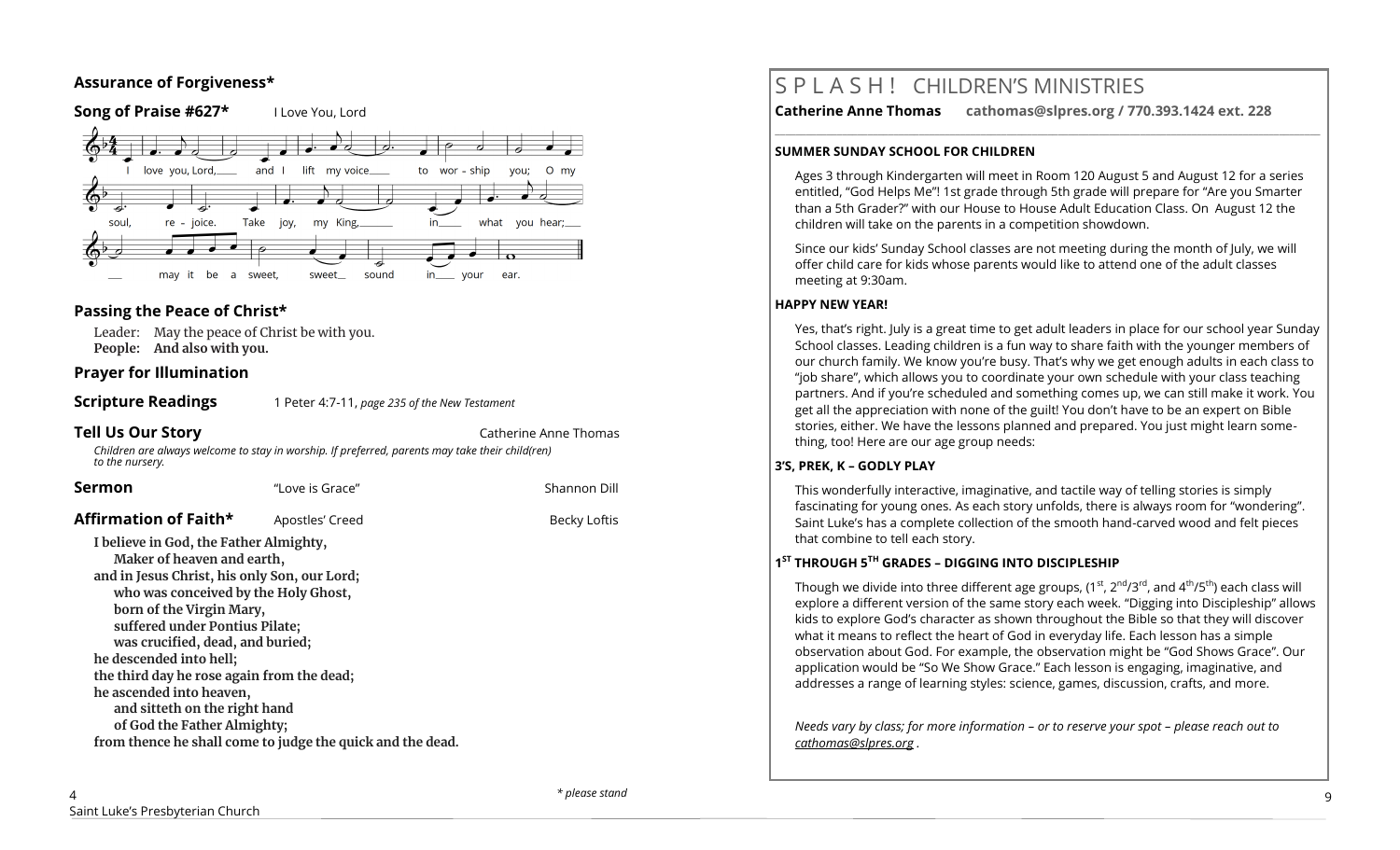## Assurance of Forgiveness*

## Song of Praise #627* I Love You, Lord

I love you, Lord, and I lift my voice to worship you; O my soul, rejoice. Take joy, my King, in what you hear; may it be a sweet, sweet sound in your ear.

## Passing the Peace of Christ*

Leader: May the peace of Christ be with you.
**People: And also with you.**

## Prayer for Illumination

## Scripture Readings

1 Peter 4:7-11, *page 235 of the New Testament*

## Tell Us Our Story

Catherine Anne Thomas

*Children are always welcome to stay in worship. If preferred, parents may take their child(ren) to the nursery.*

## Sermon

"Love is Grace" — Shannon Dill

## Affirmation of Faith*

Apostles' Creed — Becky Loftis

**I believe in God, the Father Almighty,**
**Maker of heaven and earth,**
**and in Jesus Christ, his only Son, our Lord;**
**who was conceived by the Holy Ghost,**
**born of the Virgin Mary,**
**suffered under Pontius Pilate;**
**was crucified, dead, and buried;**
**he descended into hell;**
**the third day he rose again from the dead;**
**he ascended into heaven,**
**and sitteth on the right hand**
**of God the Father Almighty;**
**from thence he shall come to judge the quick and the dead.**

*\* please stand*

# S P L A S H ! CHILDREN'S MINISTRIES

**Catherine Anne Thomas cathomas@slpres.org / 770.393.1424 ext. 228**

### SUMMER SUNDAY SCHOOL FOR CHILDREN

Ages 3 through Kindergarten will meet in Room 120 August 5 and August 12 for a series entitled, "God Helps Me"! 1st grade through 5th grade will prepare for "Are you Smarter than a 5th Grader?" with our House to House Adult Education Class. On August 12 the children will take on the parents in a competition showdown.

Since our kids' Sunday School classes are not meeting during the month of July, we will offer child care for kids whose parents would like to attend one of the adult classes meeting at 9:30am.

### HAPPY NEW YEAR!

Yes, that's right. July is a great time to get adult leaders in place for our school year Sunday School classes. Leading children is a fun way to share faith with the younger members of our church family. We know you're busy. That's why we get enough adults in each class to "job share", which allows you to coordinate your own schedule with your class teaching partners. And if you're scheduled and something comes up, we can still make it work. You get all the appreciation with none of the guilt! You don't have to be an expert on Bible stories, either. We have the lessons planned and prepared. You just might learn something, too! Here are our age group needs:

### 3'S, PREK, K – GODLY PLAY

This wonderfully interactive, imaginative, and tactile way of telling stories is simply fascinating for young ones. As each story unfolds, there is always room for "wondering". Saint Luke's has a complete collection of the smooth hand-carved wood and felt pieces that combine to tell each story.

### 1ST THROUGH 5TH GRADES – DIGGING INTO DISCIPLESHIP

Though we divide into three different age groups, (1st, 2nd/3rd, and 4th/5th) each class will explore a different version of the same story each week. "Digging into Discipleship" allows kids to explore God's character as shown throughout the Bible so that they will discover what it means to reflect the heart of God in everyday life. Each lesson has a simple observation about God. For example, the observation might be "God Shows Grace". Our application would be "So We Show Grace." Each lesson is engaging, imaginative, and addresses a range of learning styles: science, games, discussion, crafts, and more.

*Needs vary by class; for more information – or to reserve your spot – please reach out to cathomas@slpres.org .*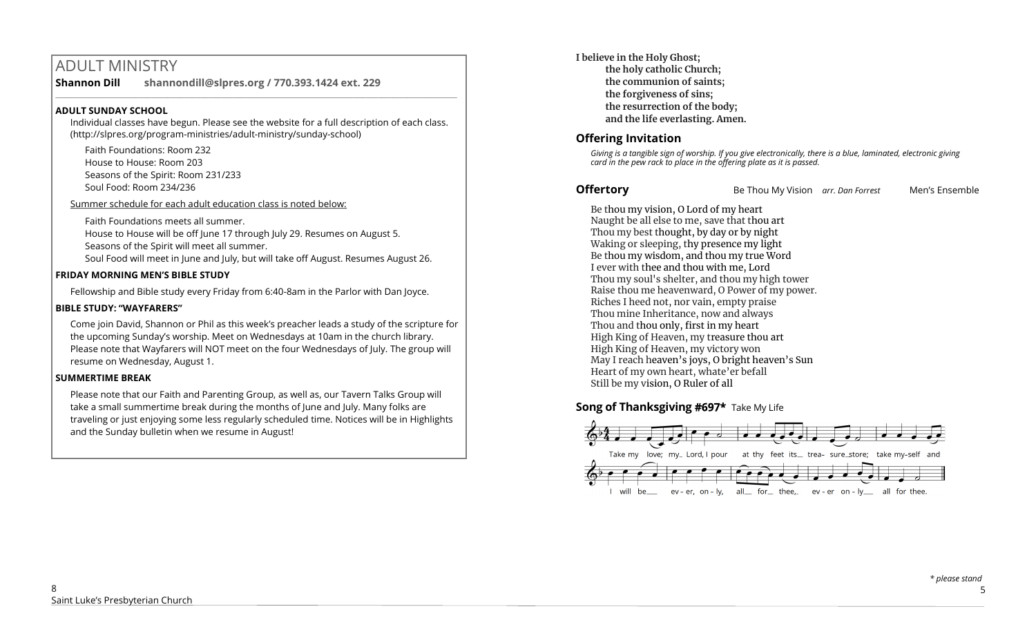# ADULT MINISTRY

**Shannon Dill** **shannondill@slpres.org / 770.393.1424 ext. 229**

### ADULT SUNDAY SCHOOL

Individual classes have begun. Please see the website for a full description of each class. (http://slpres.org/program-ministries/adult-ministry/sunday-school)

Faith Foundations: Room 232
House to House: Room 203
Seasons of the Spirit: Room 231/233
Soul Food: Room 234/236

Summer schedule for each adult education class is noted below:

Faith Foundations meets all summer.
House to House will be off June 17 through July 29. Resumes on August 5.
Seasons of the Spirit will meet all summer.
Soul Food will meet in June and July, but will take off August. Resumes August 26.

### FRIDAY MORNING MEN'S BIBLE STUDY

Fellowship and Bible study every Friday from 6:40-8am in the Parlor with Dan Joyce.

### BIBLE STUDY: "WAYFARERS"

Come join David, Shannon or Phil as this week's preacher leads a study of the scripture for the upcoming Sunday's worship. Meet on Wednesdays at 10am in the church library. Please note that Wayfarers will NOT meet on the four Wednesdays of July. The group will resume on Wednesday, August 1.

### SUMMERTIME BREAK

Please note that our Faith and Parenting Group, as well as, our Tavern Talks Group will take a small summertime break during the months of June and July. Many folks are traveling or just enjoying some less regularly scheduled time. Notices will be in Highlights and the Sunday bulletin when we resume in August!

**I believe in the Holy Ghost;**
**the holy catholic Church;**
**the communion of saints;**
**the forgiveness of sins;**
**the resurrection of the body;**
**and the life everlasting. Amen.**

## Offering Invitation

*Giving is a tangible sign of worship. If you give electronically, there is a blue, laminated, electronic giving card in the pew rack to place in the offering plate as it is passed.*

## Offertory

Be Thou My Vision *arr. Dan Forrest* Men's Ensemble

Be thou my vision, O Lord of my heart
Naught be all else to me, save that thou art
Thou my best thought, by day or by night
Waking or sleeping, thy presence my light
Be thou my wisdom, and thou my true Word
I ever with thee and thou with me, Lord
Thou my soul's shelter, and thou my high tower
Raise thou me heavenward, O Power of my power.
Riches I heed not, nor vain, empty praise
Thou mine Inheritance, now and always
Thou and thou only, first in my heart
High King of Heaven, my treasure thou art
High King of Heaven, my victory won
May I reach heaven's joys, O bright heaven's Sun
Heart of my own heart, whate'er befall
Still be my vision, O Ruler of all

## Song of Thanksgiving #697* Take My Life

Take my love; my Lord, I pour at thy feet its treasure store; take myself and I will be ever, only, all for thee, ever only all for thee.

*\* please stand*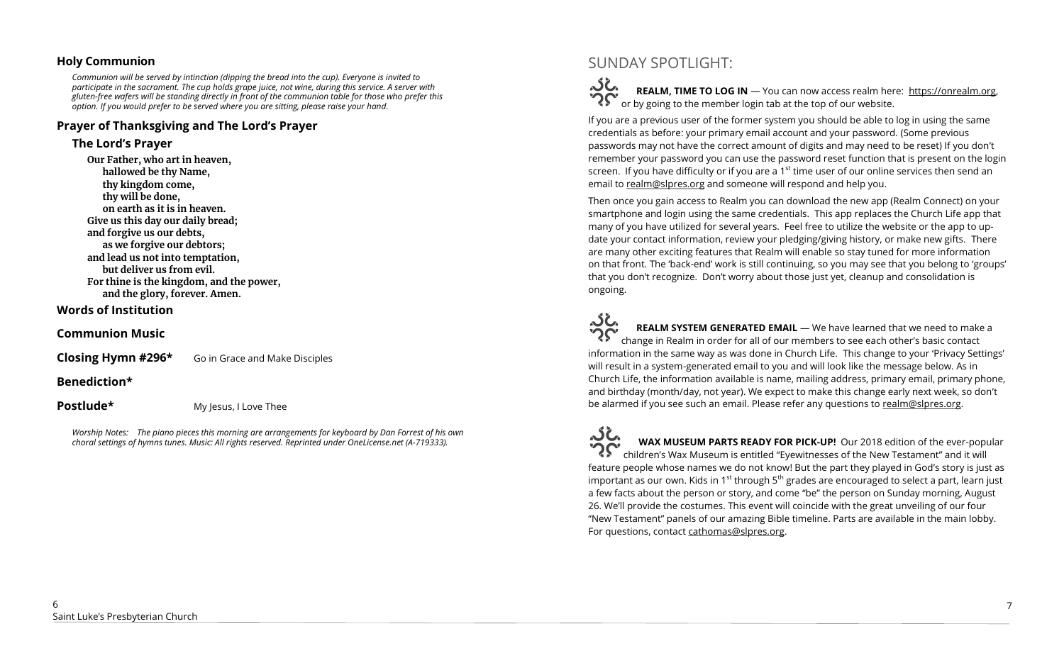## Holy Communion

*Communion will be served by intinction (dipping the bread into the cup). Everyone is invited to participate in the sacrament. The cup holds grape juice, not wine, during this service. A server with gluten-free wafers will be standing directly in front of the communion table for those who prefer this option. If you would prefer to be served where you are sitting, please raise your hand.*

## Prayer of Thanksgiving and The Lord's Prayer

### The Lord's Prayer

**Our Father, who art in heaven,**
**hallowed be thy Name,**
**thy kingdom come,**
**thy will be done,**
**on earth as it is in heaven.**
**Give us this day our daily bread;**
**and forgive us our debts,**
**as we forgive our debtors;**
**and lead us not into temptation,**
**but deliver us from evil.**
**For thine is the kingdom, and the power,**
**and the glory, forever. Amen.**

## Words of Institution

## Communion Music

**Closing Hymn #296*** Go in Grace and Make Disciples

## Benediction*

**Postlude*** My Jesus, I Love Thee

*Worship Notes: The piano pieces this morning are arrangements for keyboard by Dan Forrest of his own choral settings of hymns tunes. Music: All rights reserved. Reprinted under OneLicense.net (A-719333).*

# SUNDAY SPOTLIGHT:

**REALM, TIME TO LOG IN** — You can now access realm here: https://onrealm.org, or by going to the member login tab at the top of our website.

If you are a previous user of the former system you should be able to log in using the same credentials as before: your primary email account and your password. (Some previous passwords may not have the correct amount of digits and may need to be reset) If you don't remember your password you can use the password reset function that is present on the login screen. If you have difficulty or if you are a 1st time user of our online services then send an email to realm@slpres.org and someone will respond and help you.

Then once you gain access to Realm you can download the new app (Realm Connect) on your smartphone and login using the same credentials. This app replaces the Church Life app that many of you have utilized for several years. Feel free to utilize the website or the app to up-date your contact information, review your pledging/giving history, or make new gifts. There are many other exciting features that Realm will enable so stay tuned for more information on that front. The 'back-end' work is still continuing, so you may see that you belong to 'groups' that you don't recognize. Don't worry about those just yet, cleanup and consolidation is ongoing.

**REALM SYSTEM GENERATED EMAIL** — We have learned that we need to make a change in Realm in order for all of our members to see each other's basic contact information in the same way as was done in Church Life. This change to your 'Privacy Settings' will result in a system-generated email to you and will look like the message below. As in Church Life, the information available is name, mailing address, primary email, primary phone, and birthday (month/day, not year). We expect to make this change early next week, so don't be alarmed if you see such an email. Please refer any questions to realm@slpres.org.

**WAX MUSEUM PARTS READY FOR PICK-UP!** Our 2018 edition of the ever-popular children's Wax Museum is entitled "Eyewitnesses of the New Testament" and it will feature people whose names we do not know! But the part they played in God's story is just as important as our own. Kids in 1st through 5th grades are encouraged to select a part, learn just a few facts about the person or story, and come "be" the person on Sunday morning, August 26. We'll provide the costumes. This event will coincide with the great unveiling of our four "New Testament" panels of our amazing Bible timeline. Parts are available in the main lobby. For questions, contact cathomas@slpres.org.